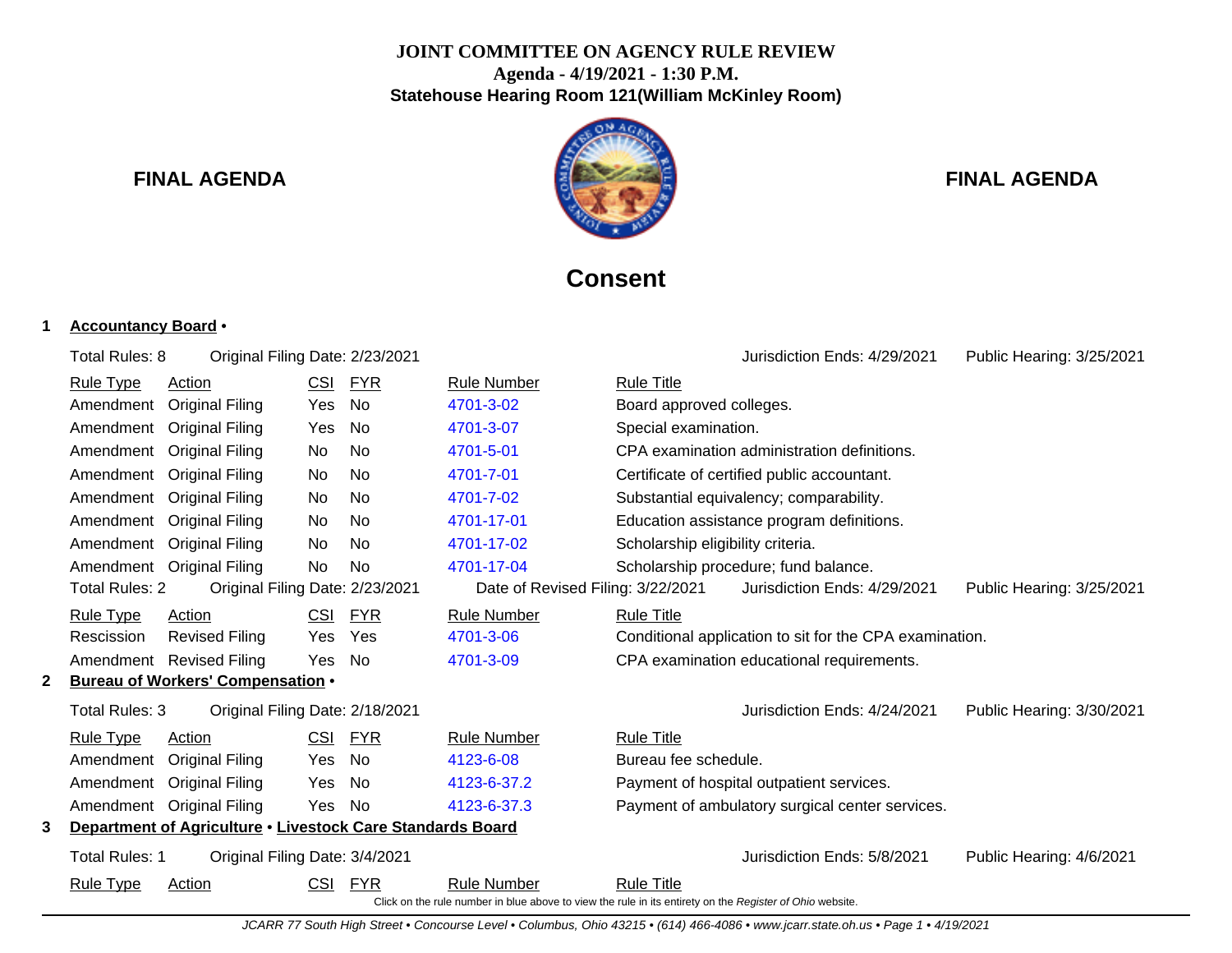# JOINT COMMITTEE ON AGENCY RULE REVIEW

**Agenda - 4/19/2021 - 1:30 P.M.**

**Statehouse Hearing Room 121(William McKinley Room)**

**FINAL AGENDA** **FINAL AGENDA**

## Consent

### 1 Accountancy Board •

Total Rules: 8 Original Filing Date: 2/23/2021 Jurisdiction Ends: 4/29/2021 Public Hearing: 3/25/2021

| Rule Type | Action | CSI | FYR | Rule Number | Rule Title |
|---|---|---|---|---|---|
| Amendment | Original Filing | Yes | No | 4701-3-02 | Board approved colleges. |
| Amendment | Original Filing | Yes | No | 4701-3-07 | Special examination. |
| Amendment | Original Filing | No | No | 4701-5-01 | CPA examination administration definitions. |
| Amendment | Original Filing | No | No | 4701-7-01 | Certificate of certified public accountant. |
| Amendment | Original Filing | No | No | 4701-7-02 | Substantial equivalency; comparability. |
| Amendment | Original Filing | No | No | 4701-17-01 | Education assistance program definitions. |
| Amendment | Original Filing | No | No | 4701-17-02 | Scholarship eligibility criteria. |
| Amendment | Original Filing | No | No | 4701-17-04 | Scholarship procedure; fund balance. |

Total Rules: 2 Original Filing Date: 2/23/2021 Date of Revised Filing: 3/22/2021 Jurisdiction Ends: 4/29/2021 Public Hearing: 3/25/2021

| Rule Type | Action | CSI | FYR | Rule Number | Rule Title |
|---|---|---|---|---|---|
| Rescission | Revised Filing | Yes | Yes | 4701-3-06 | Conditional application to sit for the CPA examination. |
| Amendment | Revised Filing | Yes | No | 4701-3-09 | CPA examination educational requirements. |

### 2 Bureau of Workers' Compensation •

Total Rules: 3 Original Filing Date: 2/18/2021 Jurisdiction Ends: 4/24/2021 Public Hearing: 3/30/2021

| Rule Type | Action | CSI | FYR | Rule Number | Rule Title |
|---|---|---|---|---|---|
| Amendment | Original Filing | Yes | No | 4123-6-08 | Bureau fee schedule. |
| Amendment | Original Filing | Yes | No | 4123-6-37.2 | Payment of hospital outpatient services. |
| Amendment | Original Filing | Yes | No | 4123-6-37.3 | Payment of ambulatory surgical center services. |

### 3 Department of Agriculture • Livestock Care Standards Board

Total Rules: 1 Original Filing Date: 3/4/2021 Jurisdiction Ends: 5/8/2021 Public Hearing: 4/6/2021

| Rule Type | Action | CSI | FYR | Rule Number | Rule Title |
|---|---|---|---|---|---|

Click on the rule number in blue above to view the rule in its entirety on the *Register of Ohio* website.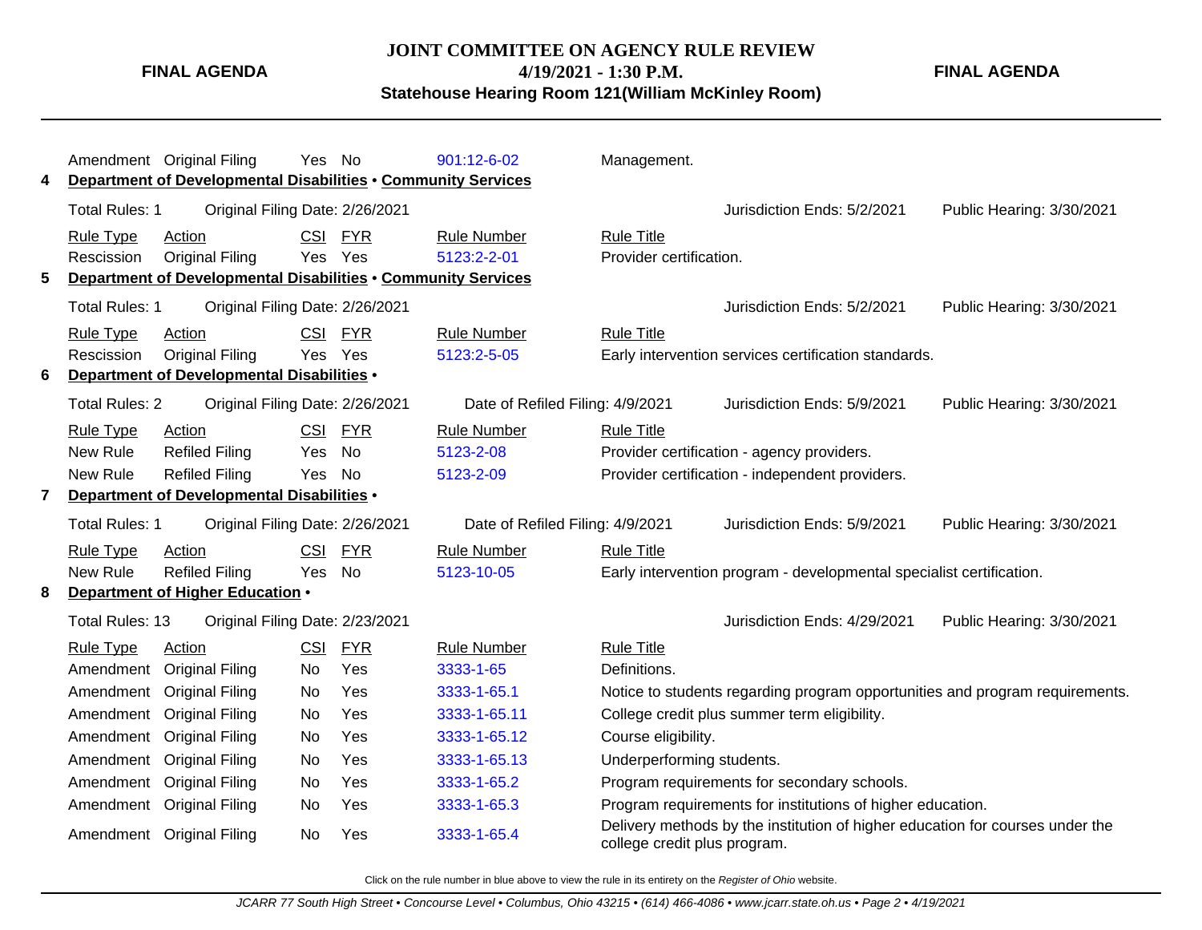| Rule Type | Action | CSI | FYR | Rule Number | Rule Title |
|---|---|---|---|---|---|
| Amendment | Original Filing | Yes | No | 901:12-6-02 | Management. |

**4 Department of Developmental Disabilities • Community Services**

Total Rules: 1 | Original Filing Date: 2/26/2021 | Jurisdiction Ends: 5/2/2021 | Public Hearing: 3/30/2021

| Rule Type | Action | CSI | FYR | Rule Number | Rule Title |
|---|---|---|---|---|---|
| Rescission | Original Filing | Yes | Yes | 5123:2-2-01 | Provider certification. |

**5 Department of Developmental Disabilities • Community Services**

Total Rules: 1 | Original Filing Date: 2/26/2021 | Jurisdiction Ends: 5/2/2021 | Public Hearing: 3/30/2021

| Rule Type | Action | CSI | FYR | Rule Number | Rule Title |
|---|---|---|---|---|---|
| Rescission | Original Filing | Yes | Yes | 5123:2-5-05 | Early intervention services certification standards. |

**6 Department of Developmental Disabilities •**

Total Rules: 2 | Original Filing Date: 2/26/2021 | Date of Refiled Filing: 4/9/2021 | Jurisdiction Ends: 5/9/2021 | Public Hearing: 3/30/2021

| Rule Type | Action | CSI | FYR | Rule Number | Rule Title |
|---|---|---|---|---|---|
| New Rule | Refiled Filing | Yes | No | 5123-2-08 | Provider certification - agency providers. |
| New Rule | Refiled Filing | Yes | No | 5123-2-09 | Provider certification - independent providers. |

**7 Department of Developmental Disabilities •**

Total Rules: 1 | Original Filing Date: 2/26/2021 | Date of Refiled Filing: 4/9/2021 | Jurisdiction Ends: 5/9/2021 | Public Hearing: 3/30/2021

| Rule Type | Action | CSI | FYR | Rule Number | Rule Title |
|---|---|---|---|---|---|
| New Rule | Refiled Filing | Yes | No | 5123-10-05 | Early intervention program - developmental specialist certification. |

**8 Department of Higher Education •**

Total Rules: 13 | Original Filing Date: 2/23/2021 | Jurisdiction Ends: 4/29/2021 | Public Hearing: 3/30/2021

| Rule Type | Action | CSI | FYR | Rule Number | Rule Title |
|---|---|---|---|---|---|
| Amendment | Original Filing | No | Yes | 3333-1-65 | Definitions. |
| Amendment | Original Filing | No | Yes | 3333-1-65.1 | Notice to students regarding program opportunities and program requirements. |
| Amendment | Original Filing | No | Yes | 3333-1-65.11 | College credit plus summer term eligibility. |
| Amendment | Original Filing | No | Yes | 3333-1-65.12 | Course eligibility. |
| Amendment | Original Filing | No | Yes | 3333-1-65.13 | Underperforming students. |
| Amendment | Original Filing | No | Yes | 3333-1-65.2 | Program requirements for secondary schools. |
| Amendment | Original Filing | No | Yes | 3333-1-65.3 | Program requirements for institutions of higher education. |
| Amendment | Original Filing | No | Yes | 3333-1-65.4 | Delivery methods by the institution of higher education for courses under the college credit plus program. |

Click on the rule number in blue above to view the rule in its entirety on the *Register of Ohio* website.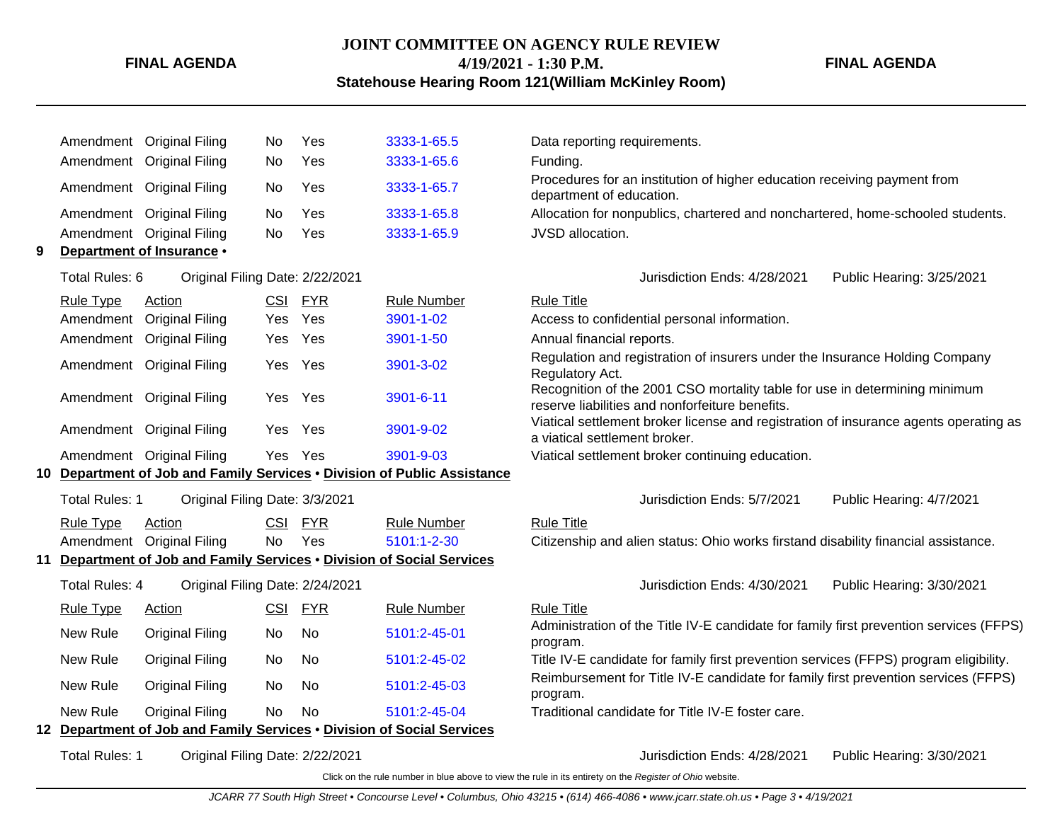| Rule Type | Action | CSI | FYR | Rule Number | Rule Title |
|---|---|---|---|---|---|
| Amendment | Original Filing | No | Yes | 3333-1-65.5 | Data reporting requirements. |
| Amendment | Original Filing | No | Yes | 3333-1-65.6 | Funding. |
| Amendment | Original Filing | No | Yes | 3333-1-65.7 | Procedures for an institution of higher education receiving payment from department of education. |
| Amendment | Original Filing | No | Yes | 3333-1-65.8 | Allocation for nonpublics, chartered and nonchartered, home-schooled students. |
| Amendment | Original Filing | No | Yes | 3333-1-65.9 | JVSD allocation. |

**9 Department of Insurance •**

Total Rules: 6 Original Filing Date: 2/22/2021 Jurisdiction Ends: 4/28/2021 Public Hearing: 3/25/2021

| Rule Type | Action | CSI | FYR | Rule Number | Rule Title |
|---|---|---|---|---|---|
| Amendment | Original Filing | Yes | Yes | 3901-1-02 | Access to confidential personal information. |
| Amendment | Original Filing | Yes | Yes | 3901-1-50 | Annual financial reports. |
| Amendment | Original Filing | Yes | Yes | 3901-3-02 | Regulation and registration of insurers under the Insurance Holding Company Regulatory Act. |
| Amendment | Original Filing | Yes | Yes | 3901-6-11 | Recognition of the 2001 CSO mortality table for use in determining minimum reserve liabilities and nonforfeiture benefits. |
| Amendment | Original Filing | Yes | Yes | 3901-9-02 | Viatical settlement broker license and registration of insurance agents operating as a viatical settlement broker. |
| Amendment | Original Filing | Yes | Yes | 3901-9-03 | Viatical settlement broker continuing education. |

**10 Department of Job and Family Services • Division of Public Assistance**

Total Rules: 1 Original Filing Date: 3/3/2021 Jurisdiction Ends: 5/7/2021 Public Hearing: 4/7/2021

| Rule Type | Action | CSI | FYR | Rule Number | Rule Title |
|---|---|---|---|---|---|
| Amendment | Original Filing | No | Yes | 5101:1-2-30 | Citizenship and alien status: Ohio works firstand disability financial assistance. |

**11 Department of Job and Family Services • Division of Social Services**

Total Rules: 4 Original Filing Date: 2/24/2021 Jurisdiction Ends: 4/30/2021 Public Hearing: 3/30/2021

| Rule Type | Action | CSI | FYR | Rule Number | Rule Title |
|---|---|---|---|---|---|
| New Rule | Original Filing | No | No | 5101:2-45-01 | Administration of the Title IV-E candidate for family first prevention services (FFPS) program. |
| New Rule | Original Filing | No | No | 5101:2-45-02 | Title IV-E candidate for family first prevention services (FFPS) program eligibility. |
| New Rule | Original Filing | No | No | 5101:2-45-03 | Reimbursement for Title IV-E candidate for family first prevention services (FFPS) program. |
| New Rule | Original Filing | No | No | 5101:2-45-04 | Traditional candidate for Title IV-E foster care. |

**12 Department of Job and Family Services • Division of Social Services**

Total Rules: 1 Original Filing Date: 2/22/2021 Jurisdiction Ends: 4/28/2021 Public Hearing: 3/30/2021

Click on the rule number in blue above to view the rule in its entirety on the *Register of Ohio* website.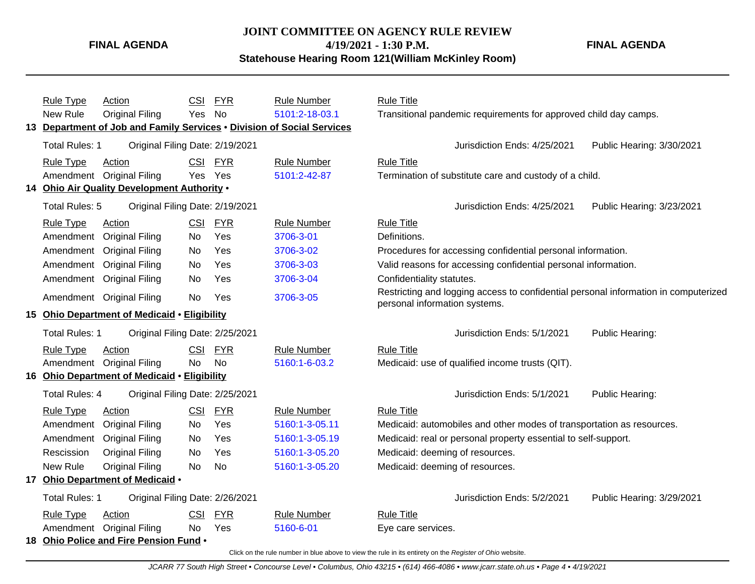| Rule Type | Action | CSI | FYR | Rule Number | Rule Title |
|---|---|---|---|---|---|
| New Rule | Original Filing | Yes | No | 5101:2-18-03.1 | Transitional pandemic requirements for approved child day camps. |

**13 Department of Job and Family Services • Division of Social Services**

Total Rules: 1 | Original Filing Date: 2/19/2021 | Jurisdiction Ends: 4/25/2021 | Public Hearing: 3/30/2021

| Rule Type | Action | CSI | FYR | Rule Number | Rule Title |
|---|---|---|---|---|---|
| Amendment | Original Filing | Yes | Yes | 5101:2-42-87 | Termination of substitute care and custody of a child. |

**14 Ohio Air Quality Development Authority •**

Total Rules: 5 | Original Filing Date: 2/19/2021 | Jurisdiction Ends: 4/25/2021 | Public Hearing: 3/23/2021

| Rule Type | Action | CSI | FYR | Rule Number | Rule Title |
|---|---|---|---|---|---|
| Amendment | Original Filing | No | Yes | 3706-3-01 | Definitions. |
| Amendment | Original Filing | No | Yes | 3706-3-02 | Procedures for accessing confidential personal information. |
| Amendment | Original Filing | No | Yes | 3706-3-03 | Valid reasons for accessing confidential personal information. |
| Amendment | Original Filing | No | Yes | 3706-3-04 | Confidentiality statutes. |
| Amendment | Original Filing | No | Yes | 3706-3-05 | Restricting and logging access to confidential personal information in computerized personal information systems. |

**15 Ohio Department of Medicaid • Eligibility**

Total Rules: 1 | Original Filing Date: 2/25/2021 | Jurisdiction Ends: 5/1/2021 | Public Hearing:

| Rule Type | Action | CSI | FYR | Rule Number | Rule Title |
|---|---|---|---|---|---|
| Amendment | Original Filing | No | No | 5160:1-6-03.2 | Medicaid: use of qualified income trusts (QIT). |

**16 Ohio Department of Medicaid • Eligibility**

Total Rules: 4 | Original Filing Date: 2/25/2021 | Jurisdiction Ends: 5/1/2021 | Public Hearing:

| Rule Type | Action | CSI | FYR | Rule Number | Rule Title |
|---|---|---|---|---|---|
| Amendment | Original Filing | No | Yes | 5160:1-3-05.11 | Medicaid: automobiles and other modes of transportation as resources. |
| Amendment | Original Filing | No | Yes | 5160:1-3-05.19 | Medicaid: real or personal property essential to self-support. |
| Rescission | Original Filing | No | Yes | 5160:1-3-05.20 | Medicaid: deeming of resources. |
| New Rule | Original Filing | No | No | 5160:1-3-05.20 | Medicaid: deeming of resources. |

**17 Ohio Department of Medicaid •**

Total Rules: 1 | Original Filing Date: 2/26/2021 | Jurisdiction Ends: 5/2/2021 | Public Hearing: 3/29/2021

| Rule Type | Action | CSI | FYR | Rule Number | Rule Title |
|---|---|---|---|---|---|
| Amendment | Original Filing | No | Yes | 5160-6-01 | Eye care services. |

**18 Ohio Police and Fire Pension Fund •**

Click on the rule number in blue above to view the rule in its entirety on the *Register of Ohio* website.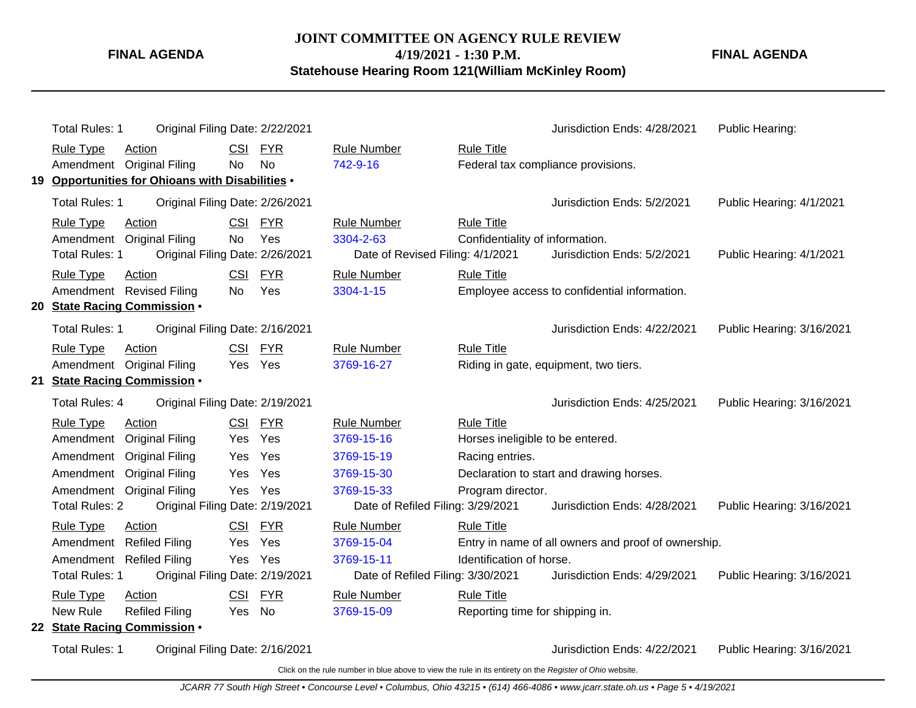**JOINT COMMITTEE ON AGENCY RULE REVIEW**
**4/19/2021 - 1:30 P.M.**
**Statehouse Hearing Room 121(William McKinley Room)**

**FINAL AGENDA**

Total Rules: 1 | Original Filing Date: 2/22/2021 | Jurisdiction Ends: 4/28/2021 | Public Hearing:

| Rule Type | Action | CSI | FYR | Rule Number | Rule Title |
|---|---|---|---|---|---|
| Amendment | Original Filing | No | No | 742-9-16 | Federal tax compliance provisions. |

## 19 Opportunities for Ohioans with Disabilities •

Total Rules: 1 | Original Filing Date: 2/26/2021 | Jurisdiction Ends: 5/2/2021 | Public Hearing: 4/1/2021

| Rule Type | Action | CSI | FYR | Rule Number | Rule Title |
|---|---|---|---|---|---|
| Amendment | Original Filing | No | Yes | 3304-2-63 | Confidentiality of information. |

Total Rules: 1 | Original Filing Date: 2/26/2021 | Date of Revised Filing: 4/1/2021 | Jurisdiction Ends: 5/2/2021 | Public Hearing: 4/1/2021

| Rule Type | Action | CSI | FYR | Rule Number | Rule Title |
|---|---|---|---|---|---|
| Amendment | Revised Filing | No | Yes | 3304-1-15 | Employee access to confidential information. |

## 20 State Racing Commission •

Total Rules: 1 | Original Filing Date: 2/16/2021 | Jurisdiction Ends: 4/22/2021 | Public Hearing: 3/16/2021

| Rule Type | Action | CSI | FYR | Rule Number | Rule Title |
|---|---|---|---|---|---|
| Amendment | Original Filing | Yes | Yes | 3769-16-27 | Riding in gate, equipment, two tiers. |

## 21 State Racing Commission •

Total Rules: 4 | Original Filing Date: 2/19/2021 | Jurisdiction Ends: 4/25/2021 | Public Hearing: 3/16/2021

| Rule Type | Action | CSI | FYR | Rule Number | Rule Title |
|---|---|---|---|---|---|
| Amendment | Original Filing | Yes | Yes | 3769-15-16 | Horses ineligible to be entered. |
| Amendment | Original Filing | Yes | Yes | 3769-15-19 | Racing entries. |
| Amendment | Original Filing | Yes | Yes | 3769-15-30 | Declaration to start and drawing horses. |
| Amendment | Original Filing | Yes | Yes | 3769-15-33 | Program director. |

Total Rules: 2 | Original Filing Date: 2/19/2021 | Date of Refiled Filing: 3/29/2021 | Jurisdiction Ends: 4/28/2021 | Public Hearing: 3/16/2021

| Rule Type | Action | CSI | FYR | Rule Number | Rule Title |
|---|---|---|---|---|---|
| Amendment | Refiled Filing | Yes | Yes | 3769-15-04 | Entry in name of all owners and proof of ownership. |
| Amendment | Refiled Filing | Yes | Yes | 3769-15-11 | Identification of horse. |

Total Rules: 1 | Original Filing Date: 2/19/2021 | Date of Refiled Filing: 3/30/2021 | Jurisdiction Ends: 4/29/2021 | Public Hearing: 3/16/2021

| Rule Type | Action | CSI | FYR | Rule Number | Rule Title |
|---|---|---|---|---|---|
| New Rule | Refiled Filing | Yes | No | 3769-15-09 | Reporting time for shipping in. |

## 22 State Racing Commission •

Total Rules: 1 | Original Filing Date: 2/16/2021 | Jurisdiction Ends: 4/22/2021 | Public Hearing: 3/16/2021

Click on the rule number in blue above to view the rule in its entirety on the *Register of Ohio* website.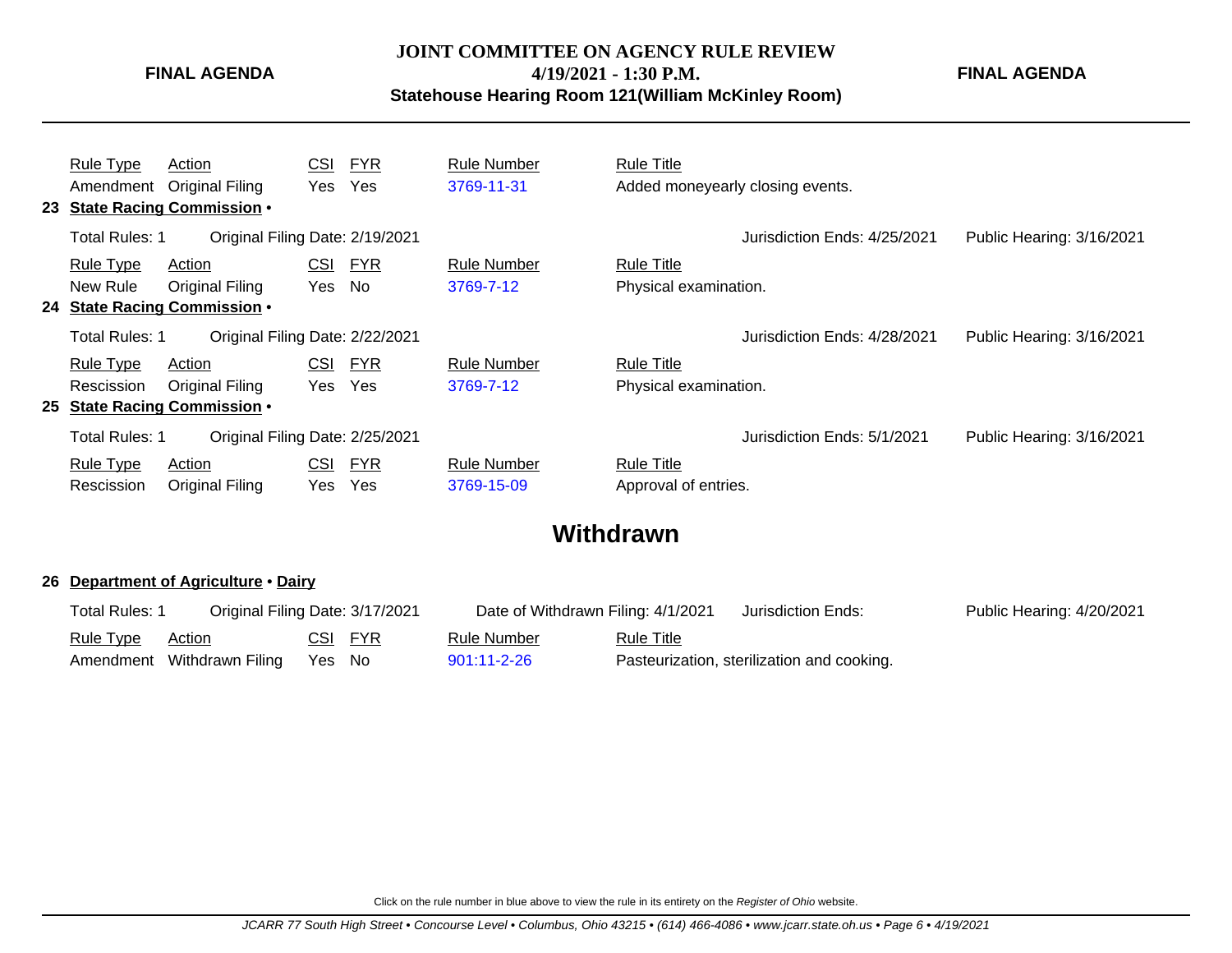| Rule Type | Action | CSI | FYR | Rule Number | Rule Title |
|---|---|---|---|---|---|
| Amendment | Original Filing | Yes | Yes | 3769-11-31 | Added moneyearly closing events. |

**23 State Racing Commission •**

Total Rules: 1 Original Filing Date: 2/19/2021 Jurisdiction Ends: 4/25/2021 Public Hearing: 3/16/2021

| Rule Type | Action | CSI | FYR | Rule Number | Rule Title |
|---|---|---|---|---|---|
| New Rule | Original Filing | Yes | No | 3769-7-12 | Physical examination. |

**24 State Racing Commission •**

Total Rules: 1 Original Filing Date: 2/22/2021 Jurisdiction Ends: 4/28/2021 Public Hearing: 3/16/2021

| Rule Type | Action | CSI | FYR | Rule Number | Rule Title |
|---|---|---|---|---|---|
| Rescission | Original Filing | Yes | Yes | 3769-7-12 | Physical examination. |

**25 State Racing Commission •**

Total Rules: 1 Original Filing Date: 2/25/2021 Jurisdiction Ends: 5/1/2021 Public Hearing: 3/16/2021

| Rule Type | Action | CSI | FYR | Rule Number | Rule Title |
|---|---|---|---|---|---|
| Rescission | Original Filing | Yes | Yes | 3769-15-09 | Approval of entries. |

## Withdrawn

**26 Department of Agriculture • Dairy**

Total Rules: 1 Original Filing Date: 3/17/2021 Date of Withdrawn Filing: 4/1/2021 Jurisdiction Ends: Public Hearing: 4/20/2021

| Rule Type | Action | CSI | FYR | Rule Number | Rule Title |
|---|---|---|---|---|---|
| Amendment | Withdrawn Filing | Yes | No | 901:11-2-26 | Pasteurization, sterilization and cooking. |

Click on the rule number in blue above to view the rule in its entirety on the *Register of Ohio* website.